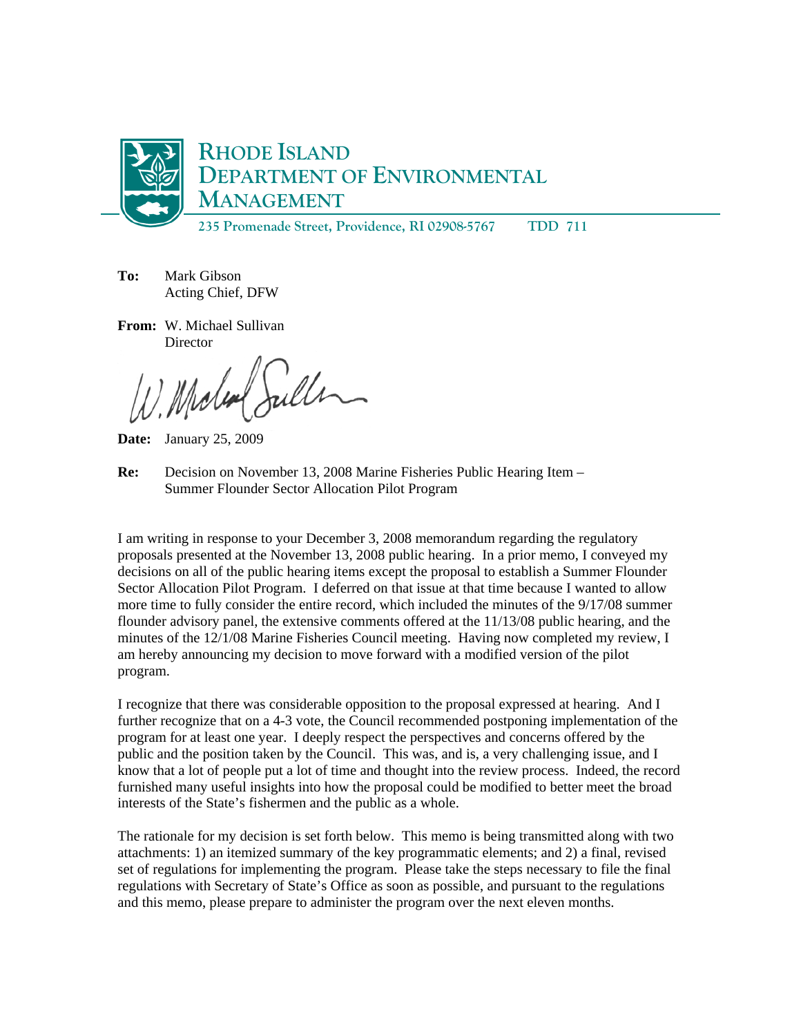**RHODE ISLAND DEPARTMENT OF ENVIRONMENTAL MANAGEMENT**

235 Promenade Street, Providence, RI 02908-5767 TDD 711

**To:** Mark Gibson
Acting Chief, DFW

**From:** W. Michael Sullivan
Director

**Date:** January 25, 2009

**Re:** Decision on November 13, 2008 Marine Fisheries Public Hearing Item – Summer Flounder Sector Allocation Pilot Program

I am writing in response to your December 3, 2008 memorandum regarding the regulatory proposals presented at the November 13, 2008 public hearing. In a prior memo, I conveyed my decisions on all of the public hearing items except the proposal to establish a Summer Flounder Sector Allocation Pilot Program. I deferred on that issue at that time because I wanted to allow more time to fully consider the entire record, which included the minutes of the 9/17/08 summer flounder advisory panel, the extensive comments offered at the 11/13/08 public hearing, and the minutes of the 12/1/08 Marine Fisheries Council meeting. Having now completed my review, I am hereby announcing my decision to move forward with a modified version of the pilot program.

I recognize that there was considerable opposition to the proposal expressed at hearing. And I further recognize that on a 4-3 vote, the Council recommended postponing implementation of the program for at least one year. I deeply respect the perspectives and concerns offered by the public and the position taken by the Council. This was, and is, a very challenging issue, and I know that a lot of people put a lot of time and thought into the review process. Indeed, the record furnished many useful insights into how the proposal could be modified to better meet the broad interests of the State's fishermen and the public as a whole.

The rationale for my decision is set forth below. This memo is being transmitted along with two attachments: 1) an itemized summary of the key programmatic elements; and 2) a final, revised set of regulations for implementing the program. Please take the steps necessary to file the final regulations with Secretary of State's Office as soon as possible, and pursuant to the regulations and this memo, please prepare to administer the program over the next eleven months.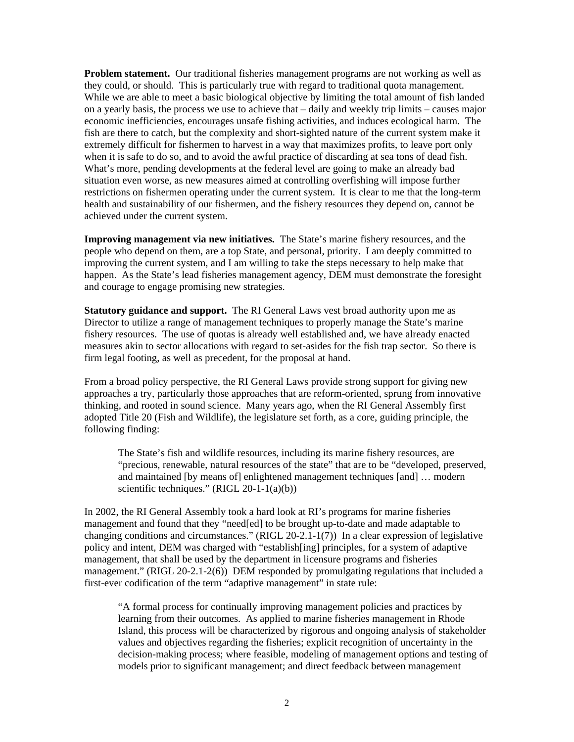**Problem statement.** Our traditional fisheries management programs are not working as well as they could, or should. This is particularly true with regard to traditional quota management. While we are able to meet a basic biological objective by limiting the total amount of fish landed on a yearly basis, the process we use to achieve that – daily and weekly trip limits – causes major economic inefficiencies, encourages unsafe fishing activities, and induces ecological harm. The fish are there to catch, but the complexity and short-sighted nature of the current system make it extremely difficult for fishermen to harvest in a way that maximizes profits, to leave port only when it is safe to do so, and to avoid the awful practice of discarding at sea tons of dead fish. What's more, pending developments at the federal level are going to make an already bad situation even worse, as new measures aimed at controlling overfishing will impose further restrictions on fishermen operating under the current system. It is clear to me that the long-term health and sustainability of our fishermen, and the fishery resources they depend on, cannot be achieved under the current system.

**Improving management via new initiatives.** The State's marine fishery resources, and the people who depend on them, are a top State, and personal, priority. I am deeply committed to improving the current system, and I am willing to take the steps necessary to help make that happen. As the State's lead fisheries management agency, DEM must demonstrate the foresight and courage to engage promising new strategies.

**Statutory guidance and support.** The RI General Laws vest broad authority upon me as Director to utilize a range of management techniques to properly manage the State's marine fishery resources. The use of quotas is already well established and, we have already enacted measures akin to sector allocations with regard to set-asides for the fish trap sector. So there is firm legal footing, as well as precedent, for the proposal at hand.

From a broad policy perspective, the RI General Laws provide strong support for giving new approaches a try, particularly those approaches that are reform-oriented, sprung from innovative thinking, and rooted in sound science. Many years ago, when the RI General Assembly first adopted Title 20 (Fish and Wildlife), the legislature set forth, as a core, guiding principle, the following finding:

> The State's fish and wildlife resources, including its marine fishery resources, are "precious, renewable, natural resources of the state" that are to be "developed, preserved, and maintained [by means of] enlightened management techniques [and] … modern scientific techniques." (RIGL 20-1-1(a)(b))

In 2002, the RI General Assembly took a hard look at RI's programs for marine fisheries management and found that they "need[ed] to be brought up-to-date and made adaptable to changing conditions and circumstances." (RIGL 20-2.1-1(7)) In a clear expression of legislative policy and intent, DEM was charged with "establish[ing] principles, for a system of adaptive management, that shall be used by the department in licensure programs and fisheries management." (RIGL 20-2.1-2(6)) DEM responded by promulgating regulations that included a first-ever codification of the term "adaptive management" in state rule:

> "A formal process for continually improving management policies and practices by learning from their outcomes. As applied to marine fisheries management in Rhode Island, this process will be characterized by rigorous and ongoing analysis of stakeholder values and objectives regarding the fisheries; explicit recognition of uncertainty in the decision-making process; where feasible, modeling of management options and testing of models prior to significant management; and direct feedback between management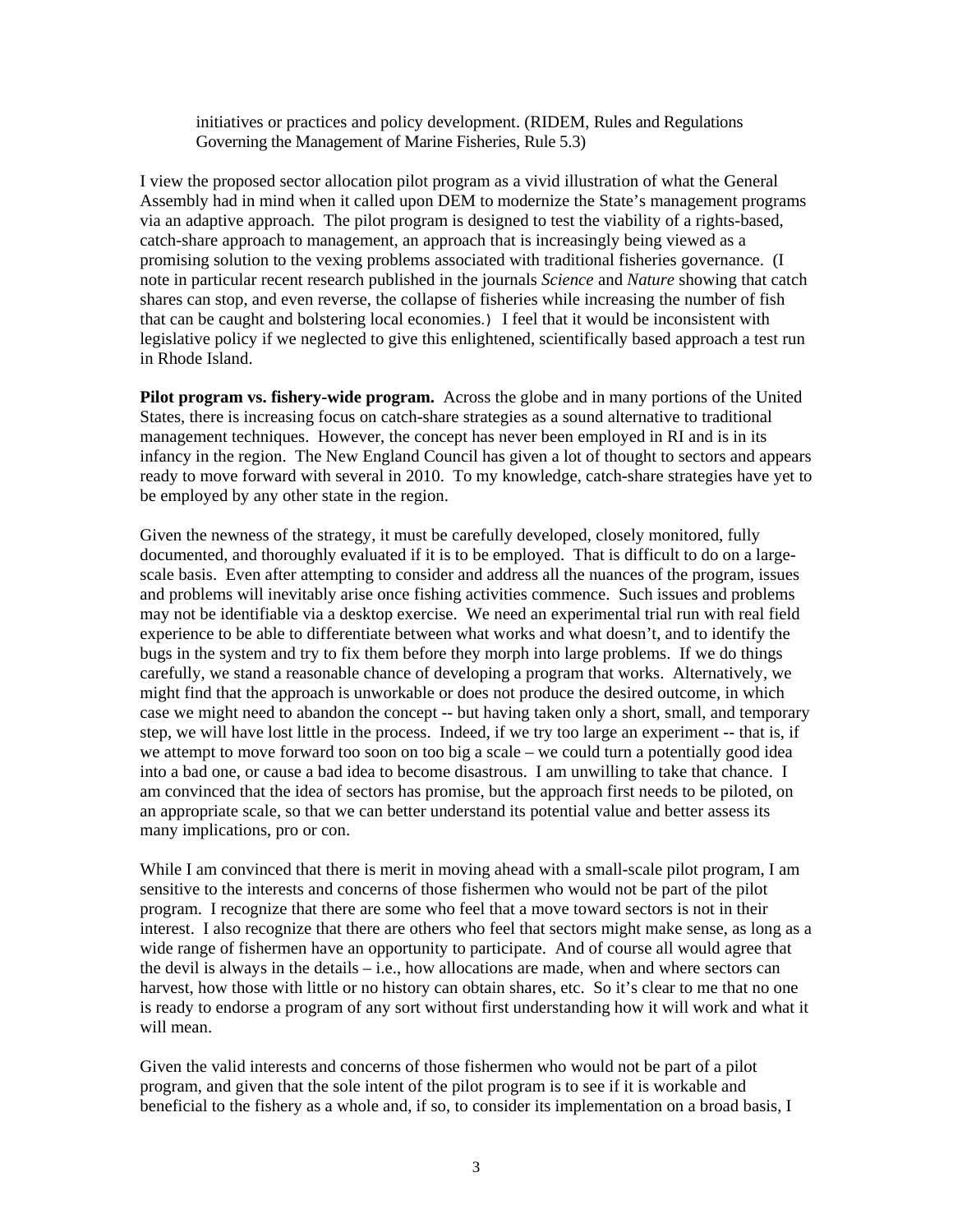initiatives or practices and policy development. (RIDEM, Rules and Regulations Governing the Management of Marine Fisheries, Rule 5.3)

I view the proposed sector allocation pilot program as a vivid illustration of what the General Assembly had in mind when it called upon DEM to modernize the State's management programs via an adaptive approach. The pilot program is designed to test the viability of a rights-based, catch-share approach to management, an approach that is increasingly being viewed as a promising solution to the vexing problems associated with traditional fisheries governance. (I note in particular recent research published in the journals *Science* and *Nature* showing that catch shares can stop, and even reverse, the collapse of fisheries while increasing the number of fish that can be caught and bolstering local economies.) I feel that it would be inconsistent with legislative policy if we neglected to give this enlightened, scientifically based approach a test run in Rhode Island.

**Pilot program vs. fishery-wide program.** Across the globe and in many portions of the United States, there is increasing focus on catch-share strategies as a sound alternative to traditional management techniques. However, the concept has never been employed in RI and is in its infancy in the region. The New England Council has given a lot of thought to sectors and appears ready to move forward with several in 2010. To my knowledge, catch-share strategies have yet to be employed by any other state in the region.

Given the newness of the strategy, it must be carefully developed, closely monitored, fully documented, and thoroughly evaluated if it is to be employed. That is difficult to do on a large-scale basis. Even after attempting to consider and address all the nuances of the program, issues and problems will inevitably arise once fishing activities commence. Such issues and problems may not be identifiable via a desktop exercise. We need an experimental trial run with real field experience to be able to differentiate between what works and what doesn't, and to identify the bugs in the system and try to fix them before they morph into large problems. If we do things carefully, we stand a reasonable chance of developing a program that works. Alternatively, we might find that the approach is unworkable or does not produce the desired outcome, in which case we might need to abandon the concept -- but having taken only a short, small, and temporary step, we will have lost little in the process. Indeed, if we try too large an experiment -- that is, if we attempt to move forward too soon on too big a scale – we could turn a potentially good idea into a bad one, or cause a bad idea to become disastrous. I am unwilling to take that chance. I am convinced that the idea of sectors has promise, but the approach first needs to be piloted, on an appropriate scale, so that we can better understand its potential value and better assess its many implications, pro or con.

While I am convinced that there is merit in moving ahead with a small-scale pilot program, I am sensitive to the interests and concerns of those fishermen who would not be part of the pilot program. I recognize that there are some who feel that a move toward sectors is not in their interest. I also recognize that there are others who feel that sectors might make sense, as long as a wide range of fishermen have an opportunity to participate. And of course all would agree that the devil is always in the details – i.e., how allocations are made, when and where sectors can harvest, how those with little or no history can obtain shares, etc. So it's clear to me that no one is ready to endorse a program of any sort without first understanding how it will work and what it will mean.

Given the valid interests and concerns of those fishermen who would not be part of a pilot program, and given that the sole intent of the pilot program is to see if it is workable and beneficial to the fishery as a whole and, if so, to consider its implementation on a broad basis, I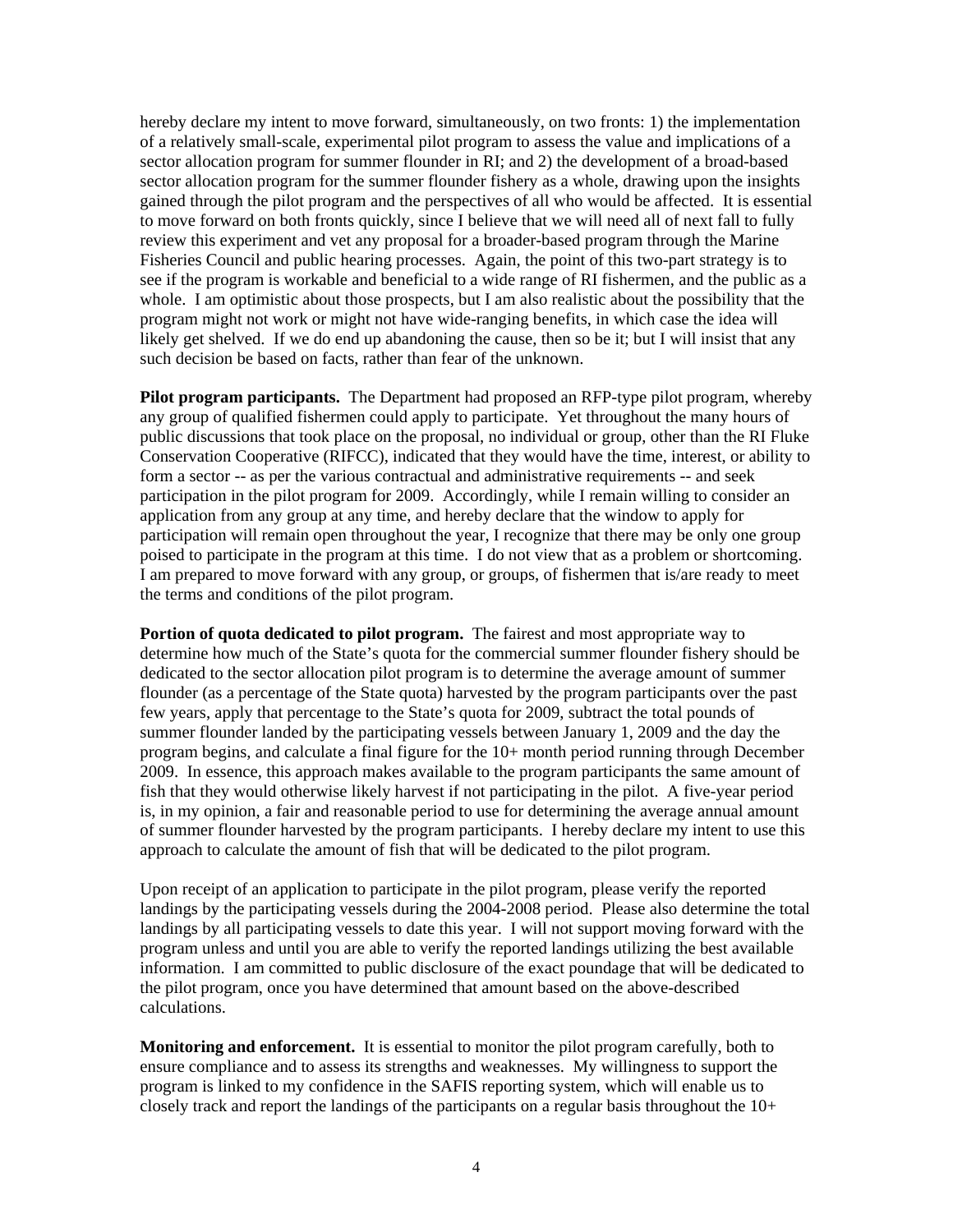hereby declare my intent to move forward, simultaneously, on two fronts: 1) the implementation of a relatively small-scale, experimental pilot program to assess the value and implications of a sector allocation program for summer flounder in RI; and 2) the development of a broad-based sector allocation program for the summer flounder fishery as a whole, drawing upon the insights gained through the pilot program and the perspectives of all who would be affected. It is essential to move forward on both fronts quickly, since I believe that we will need all of next fall to fully review this experiment and vet any proposal for a broader-based program through the Marine Fisheries Council and public hearing processes. Again, the point of this two-part strategy is to see if the program is workable and beneficial to a wide range of RI fishermen, and the public as a whole. I am optimistic about those prospects, but I am also realistic about the possibility that the program might not work or might not have wide-ranging benefits, in which case the idea will likely get shelved. If we do end up abandoning the cause, then so be it; but I will insist that any such decision be based on facts, rather than fear of the unknown.

**Pilot program participants.** The Department had proposed an RFP-type pilot program, whereby any group of qualified fishermen could apply to participate. Yet throughout the many hours of public discussions that took place on the proposal, no individual or group, other than the RI Fluke Conservation Cooperative (RIFCC), indicated that they would have the time, interest, or ability to form a sector -- as per the various contractual and administrative requirements -- and seek participation in the pilot program for 2009. Accordingly, while I remain willing to consider an application from any group at any time, and hereby declare that the window to apply for participation will remain open throughout the year, I recognize that there may be only one group poised to participate in the program at this time. I do not view that as a problem or shortcoming. I am prepared to move forward with any group, or groups, of fishermen that is/are ready to meet the terms and conditions of the pilot program.

**Portion of quota dedicated to pilot program.** The fairest and most appropriate way to determine how much of the State's quota for the commercial summer flounder fishery should be dedicated to the sector allocation pilot program is to determine the average amount of summer flounder (as a percentage of the State quota) harvested by the program participants over the past few years, apply that percentage to the State's quota for 2009, subtract the total pounds of summer flounder landed by the participating vessels between January 1, 2009 and the day the program begins, and calculate a final figure for the 10+ month period running through December 2009. In essence, this approach makes available to the program participants the same amount of fish that they would otherwise likely harvest if not participating in the pilot. A five-year period is, in my opinion, a fair and reasonable period to use for determining the average annual amount of summer flounder harvested by the program participants. I hereby declare my intent to use this approach to calculate the amount of fish that will be dedicated to the pilot program.

Upon receipt of an application to participate in the pilot program, please verify the reported landings by the participating vessels during the 2004-2008 period. Please also determine the total landings by all participating vessels to date this year. I will not support moving forward with the program unless and until you are able to verify the reported landings utilizing the best available information. I am committed to public disclosure of the exact poundage that will be dedicated to the pilot program, once you have determined that amount based on the above-described calculations.

**Monitoring and enforcement.** It is essential to monitor the pilot program carefully, both to ensure compliance and to assess its strengths and weaknesses. My willingness to support the program is linked to my confidence in the SAFIS reporting system, which will enable us to closely track and report the landings of the participants on a regular basis throughout the 10+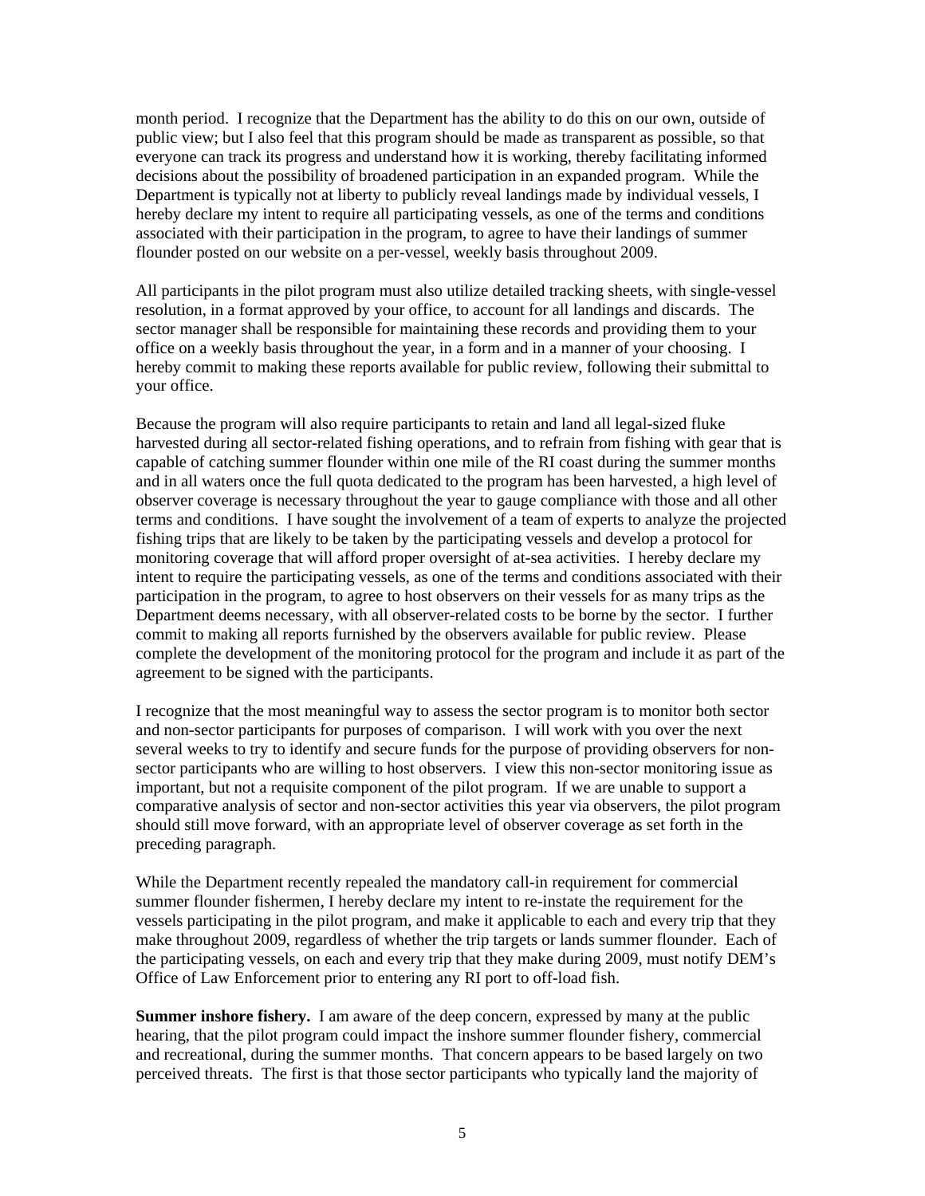month period. I recognize that the Department has the ability to do this on our own, outside of public view; but I also feel that this program should be made as transparent as possible, so that everyone can track its progress and understand how it is working, thereby facilitating informed decisions about the possibility of broadened participation in an expanded program. While the Department is typically not at liberty to publicly reveal landings made by individual vessels, I hereby declare my intent to require all participating vessels, as one of the terms and conditions associated with their participation in the program, to agree to have their landings of summer flounder posted on our website on a per-vessel, weekly basis throughout 2009.

All participants in the pilot program must also utilize detailed tracking sheets, with single-vessel resolution, in a format approved by your office, to account for all landings and discards. The sector manager shall be responsible for maintaining these records and providing them to your office on a weekly basis throughout the year, in a form and in a manner of your choosing. I hereby commit to making these reports available for public review, following their submittal to your office.

Because the program will also require participants to retain and land all legal-sized fluke harvested during all sector-related fishing operations, and to refrain from fishing with gear that is capable of catching summer flounder within one mile of the RI coast during the summer months and in all waters once the full quota dedicated to the program has been harvested, a high level of observer coverage is necessary throughout the year to gauge compliance with those and all other terms and conditions. I have sought the involvement of a team of experts to analyze the projected fishing trips that are likely to be taken by the participating vessels and develop a protocol for monitoring coverage that will afford proper oversight of at-sea activities. I hereby declare my intent to require the participating vessels, as one of the terms and conditions associated with their participation in the program, to agree to host observers on their vessels for as many trips as the Department deems necessary, with all observer-related costs to be borne by the sector. I further commit to making all reports furnished by the observers available for public review. Please complete the development of the monitoring protocol for the program and include it as part of the agreement to be signed with the participants.

I recognize that the most meaningful way to assess the sector program is to monitor both sector and non-sector participants for purposes of comparison. I will work with you over the next several weeks to try to identify and secure funds for the purpose of providing observers for non-sector participants who are willing to host observers. I view this non-sector monitoring issue as important, but not a requisite component of the pilot program. If we are unable to support a comparative analysis of sector and non-sector activities this year via observers, the pilot program should still move forward, with an appropriate level of observer coverage as set forth in the preceding paragraph.

While the Department recently repealed the mandatory call-in requirement for commercial summer flounder fishermen, I hereby declare my intent to re-instate the requirement for the vessels participating in the pilot program, and make it applicable to each and every trip that they make throughout 2009, regardless of whether the trip targets or lands summer flounder. Each of the participating vessels, on each and every trip that they make during 2009, must notify DEM's Office of Law Enforcement prior to entering any RI port to off-load fish.

**Summer inshore fishery.** I am aware of the deep concern, expressed by many at the public hearing, that the pilot program could impact the inshore summer flounder fishery, commercial and recreational, during the summer months. That concern appears to be based largely on two perceived threats. The first is that those sector participants who typically land the majority of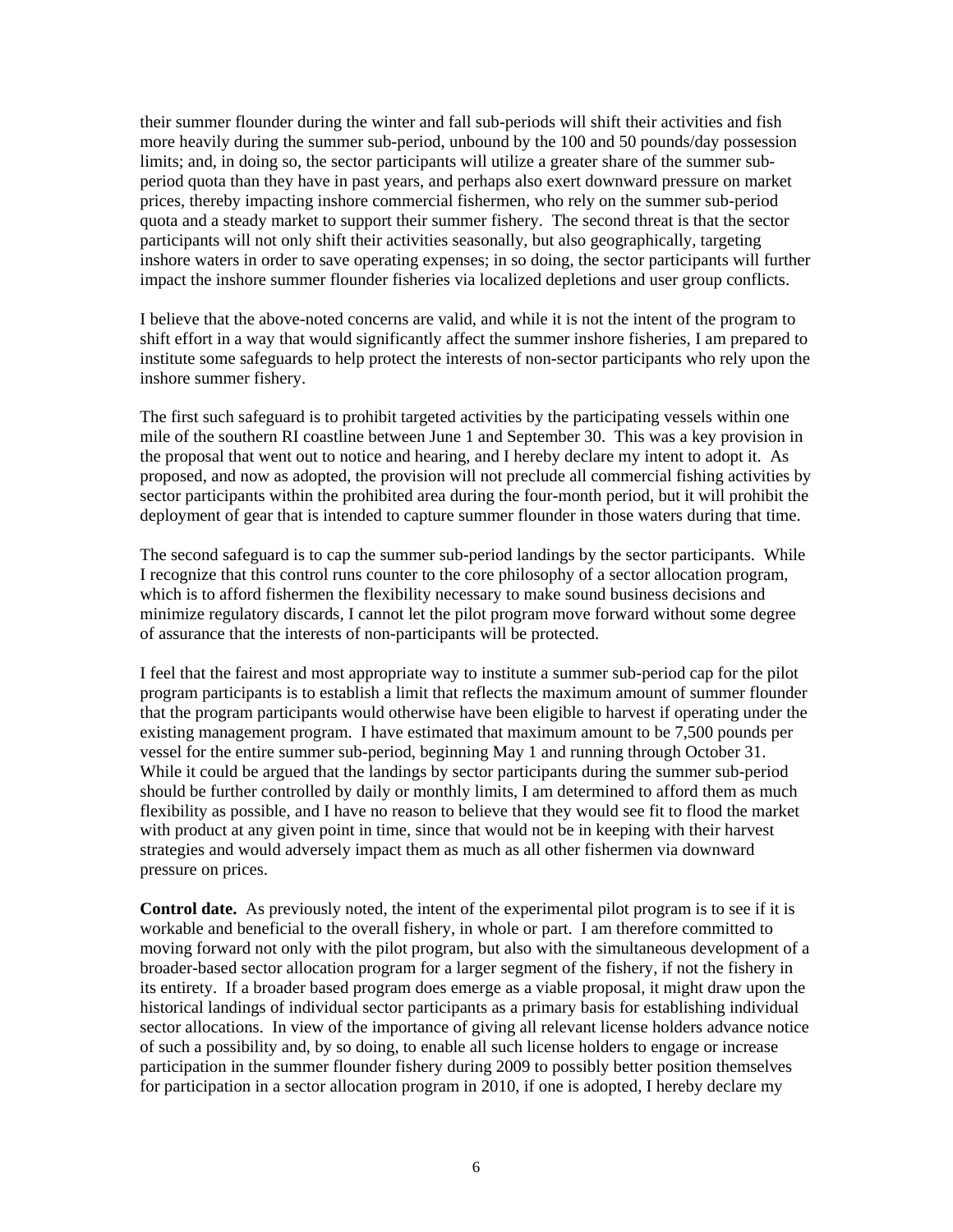their summer flounder during the winter and fall sub-periods will shift their activities and fish more heavily during the summer sub-period, unbound by the 100 and 50 pounds/day possession limits; and, in doing so, the sector participants will utilize a greater share of the summer sub-period quota than they have in past years, and perhaps also exert downward pressure on market prices, thereby impacting inshore commercial fishermen, who rely on the summer sub-period quota and a steady market to support their summer fishery. The second threat is that the sector participants will not only shift their activities seasonally, but also geographically, targeting inshore waters in order to save operating expenses; in so doing, the sector participants will further impact the inshore summer flounder fisheries via localized depletions and user group conflicts.

I believe that the above-noted concerns are valid, and while it is not the intent of the program to shift effort in a way that would significantly affect the summer inshore fisheries, I am prepared to institute some safeguards to help protect the interests of non-sector participants who rely upon the inshore summer fishery.

The first such safeguard is to prohibit targeted activities by the participating vessels within one mile of the southern RI coastline between June 1 and September 30. This was a key provision in the proposal that went out to notice and hearing, and I hereby declare my intent to adopt it. As proposed, and now as adopted, the provision will not preclude all commercial fishing activities by sector participants within the prohibited area during the four-month period, but it will prohibit the deployment of gear that is intended to capture summer flounder in those waters during that time.

The second safeguard is to cap the summer sub-period landings by the sector participants. While I recognize that this control runs counter to the core philosophy of a sector allocation program, which is to afford fishermen the flexibility necessary to make sound business decisions and minimize regulatory discards, I cannot let the pilot program move forward without some degree of assurance that the interests of non-participants will be protected.

I feel that the fairest and most appropriate way to institute a summer sub-period cap for the pilot program participants is to establish a limit that reflects the maximum amount of summer flounder that the program participants would otherwise have been eligible to harvest if operating under the existing management program. I have estimated that maximum amount to be 7,500 pounds per vessel for the entire summer sub-period, beginning May 1 and running through October 31. While it could be argued that the landings by sector participants during the summer sub-period should be further controlled by daily or monthly limits, I am determined to afford them as much flexibility as possible, and I have no reason to believe that they would see fit to flood the market with product at any given point in time, since that would not be in keeping with their harvest strategies and would adversely impact them as much as all other fishermen via downward pressure on prices.

**Control date.** As previously noted, the intent of the experimental pilot program is to see if it is workable and beneficial to the overall fishery, in whole or part. I am therefore committed to moving forward not only with the pilot program, but also with the simultaneous development of a broader-based sector allocation program for a larger segment of the fishery, if not the fishery in its entirety. If a broader based program does emerge as a viable proposal, it might draw upon the historical landings of individual sector participants as a primary basis for establishing individual sector allocations. In view of the importance of giving all relevant license holders advance notice of such a possibility and, by so doing, to enable all such license holders to engage or increase participation in the summer flounder fishery during 2009 to possibly better position themselves for participation in a sector allocation program in 2010, if one is adopted, I hereby declare my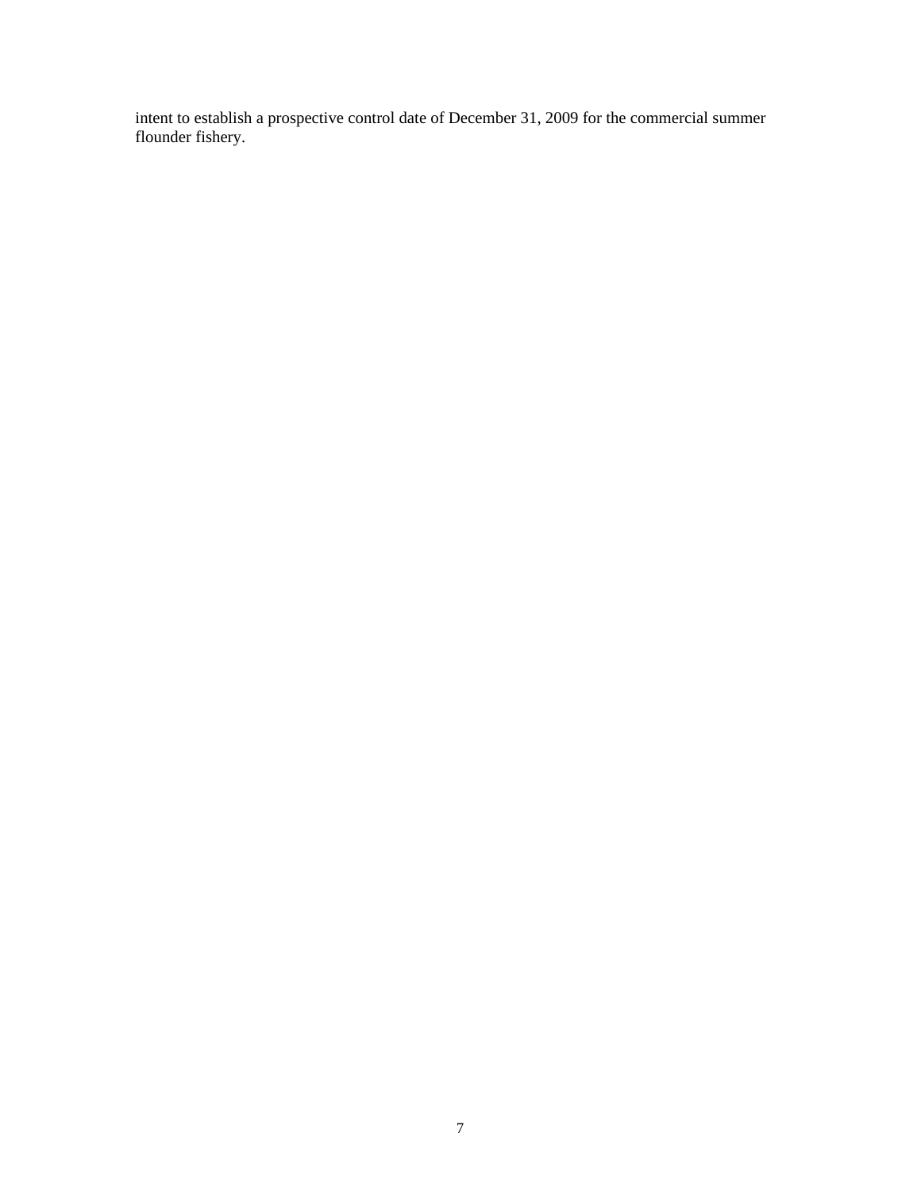intent to establish a prospective control date of December 31, 2009 for the commercial summer flounder fishery.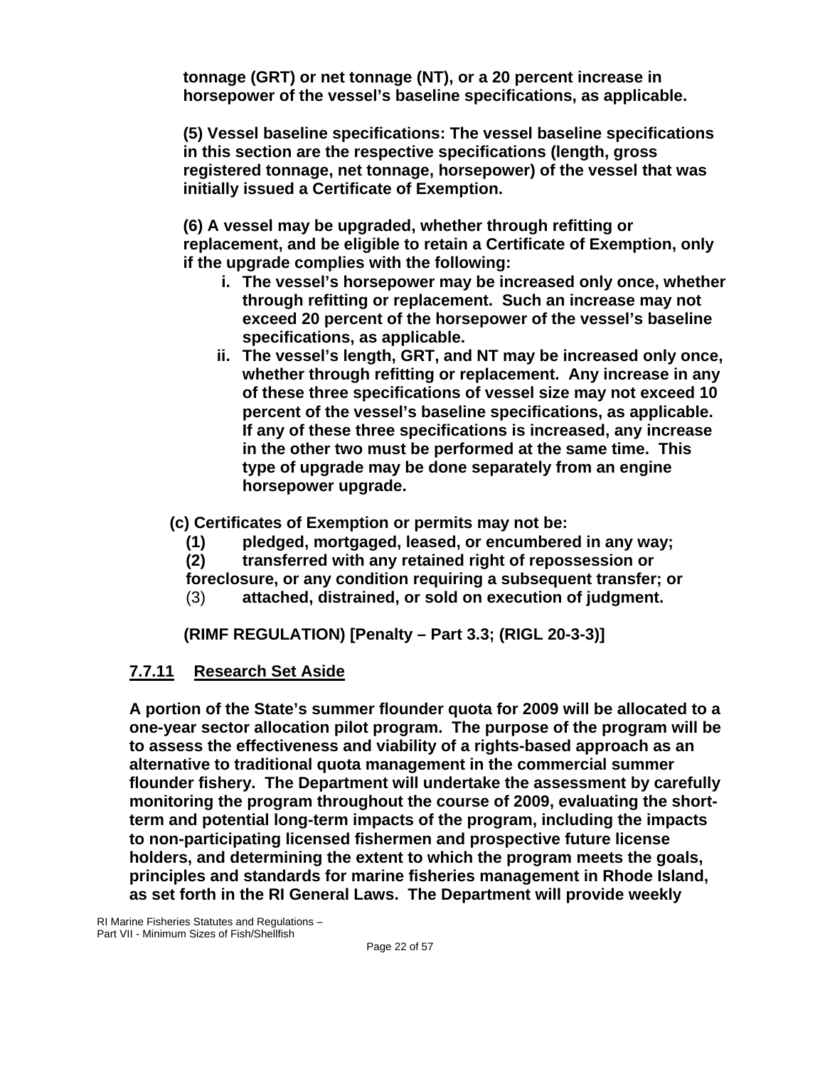**tonnage (GRT) or net tonnage (NT), or a 20 percent increase in horsepower of the vessel's baseline specifications, as applicable.**

**(5) Vessel baseline specifications: The vessel baseline specifications in this section are the respective specifications (length, gross registered tonnage, net tonnage, horsepower) of the vessel that was initially issued a Certificate of Exemption.**

**(6) A vessel may be upgraded, whether through refitting or replacement, and be eligible to retain a Certificate of Exemption, only if the upgrade complies with the following:**

- **i. The vessel's horsepower may be increased only once, whether through refitting or replacement. Such an increase may not exceed 20 percent of the horsepower of the vessel's baseline specifications, as applicable.**
- **ii. The vessel's length, GRT, and NT may be increased only once, whether through refitting or replacement. Any increase in any of these three specifications of vessel size may not exceed 10 percent of the vessel's baseline specifications, as applicable. If any of these three specifications is increased, any increase in the other two must be performed at the same time. This type of upgrade may be done separately from an engine horsepower upgrade.**

**(c) Certificates of Exemption or permits may not be:**

**(1) pledged, mortgaged, leased, or encumbered in any way;**
**(2) transferred with any retained right of repossession or foreclosure, or any condition requiring a subsequent transfer; or**
(3) **attached, distrained, or sold on execution of judgment.**

**(RIMF REGULATION) [Penalty – Part 3.3; (RIGL 20-3-3)]**

## 7.7.11 Research Set Aside

**A portion of the State's summer flounder quota for 2009 will be allocated to a one-year sector allocation pilot program. The purpose of the program will be to assess the effectiveness and viability of a rights-based approach as an alternative to traditional quota management in the commercial summer flounder fishery. The Department will undertake the assessment by carefully monitoring the program throughout the course of 2009, evaluating the short-term and potential long-term impacts of the program, including the impacts to non-participating licensed fishermen and prospective future license holders, and determining the extent to which the program meets the goals, principles and standards for marine fisheries management in Rhode Island, as set forth in the RI General Laws. The Department will provide weekly**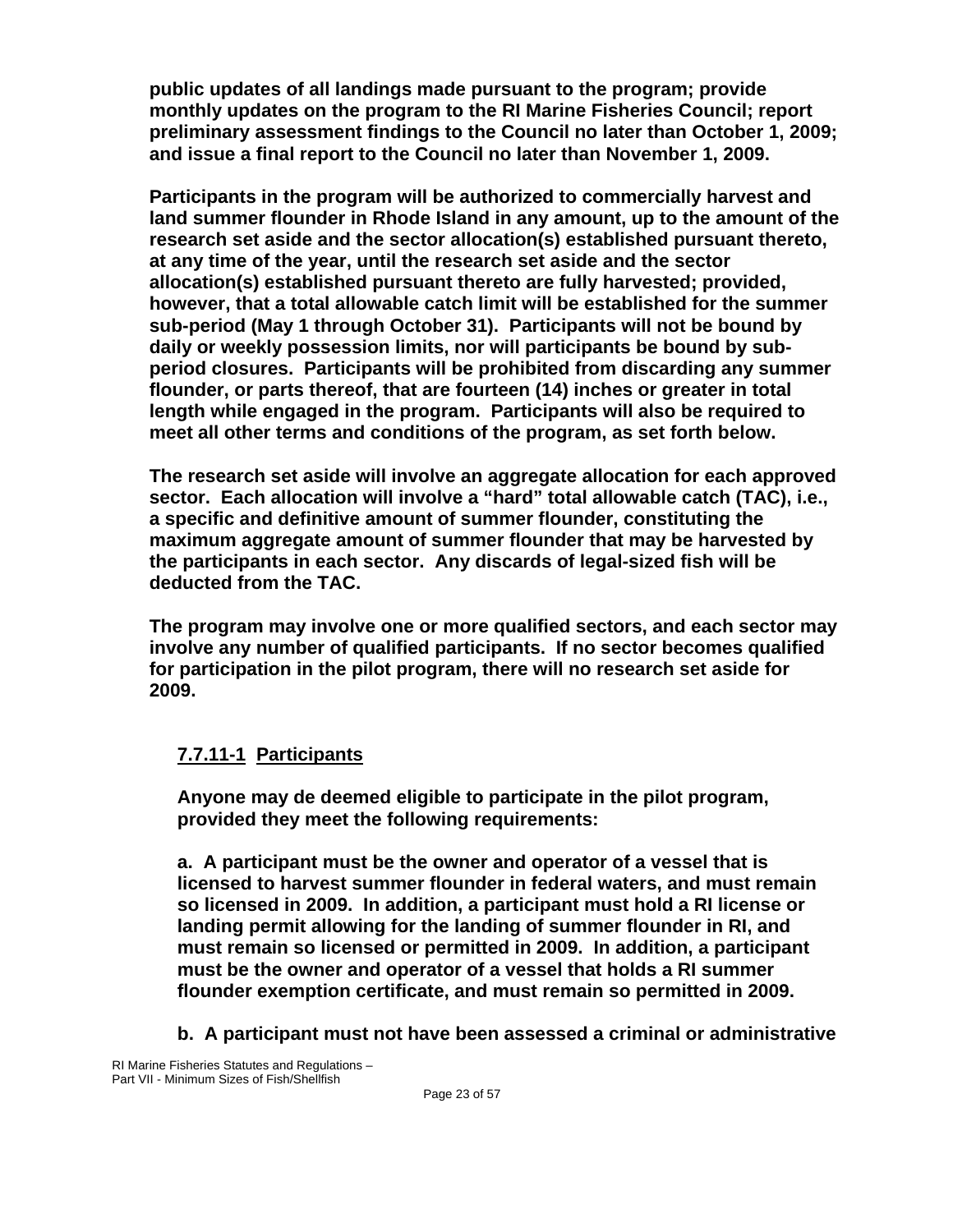**public updates of all landings made pursuant to the program; provide monthly updates on the program to the RI Marine Fisheries Council; report preliminary assessment findings to the Council no later than October 1, 2009; and issue a final report to the Council no later than November 1, 2009.**

**Participants in the program will be authorized to commercially harvest and land summer flounder in Rhode Island in any amount, up to the amount of the research set aside and the sector allocation(s) established pursuant thereto, at any time of the year, until the research set aside and the sector allocation(s) established pursuant thereto are fully harvested; provided, however, that a total allowable catch limit will be established for the summer sub-period (May 1 through October 31). Participants will not be bound by daily or weekly possession limits, nor will participants be bound by sub-period closures. Participants will be prohibited from discarding any summer flounder, or parts thereof, that are fourteen (14) inches or greater in total length while engaged in the program. Participants will also be required to meet all other terms and conditions of the program, as set forth below.**

**The research set aside will involve an aggregate allocation for each approved sector. Each allocation will involve a "hard" total allowable catch (TAC), i.e., a specific and definitive amount of summer flounder, constituting the maximum aggregate amount of summer flounder that may be harvested by the participants in each sector. Any discards of legal-sized fish will be deducted from the TAC.**

**The program may involve one or more qualified sectors, and each sector may involve any number of qualified participants. If no sector becomes qualified for participation in the pilot program, there will no research set aside for 2009.**

### 7.7.11-1 Participants

**Anyone may de deemed eligible to participate in the pilot program, provided they meet the following requirements:**

**a. A participant must be the owner and operator of a vessel that is licensed to harvest summer flounder in federal waters, and must remain so licensed in 2009. In addition, a participant must hold a RI license or landing permit allowing for the landing of summer flounder in RI, and must remain so licensed or permitted in 2009. In addition, a participant must be the owner and operator of a vessel that holds a RI summer flounder exemption certificate, and must remain so permitted in 2009.**

**b. A participant must not have been assessed a criminal or administrative**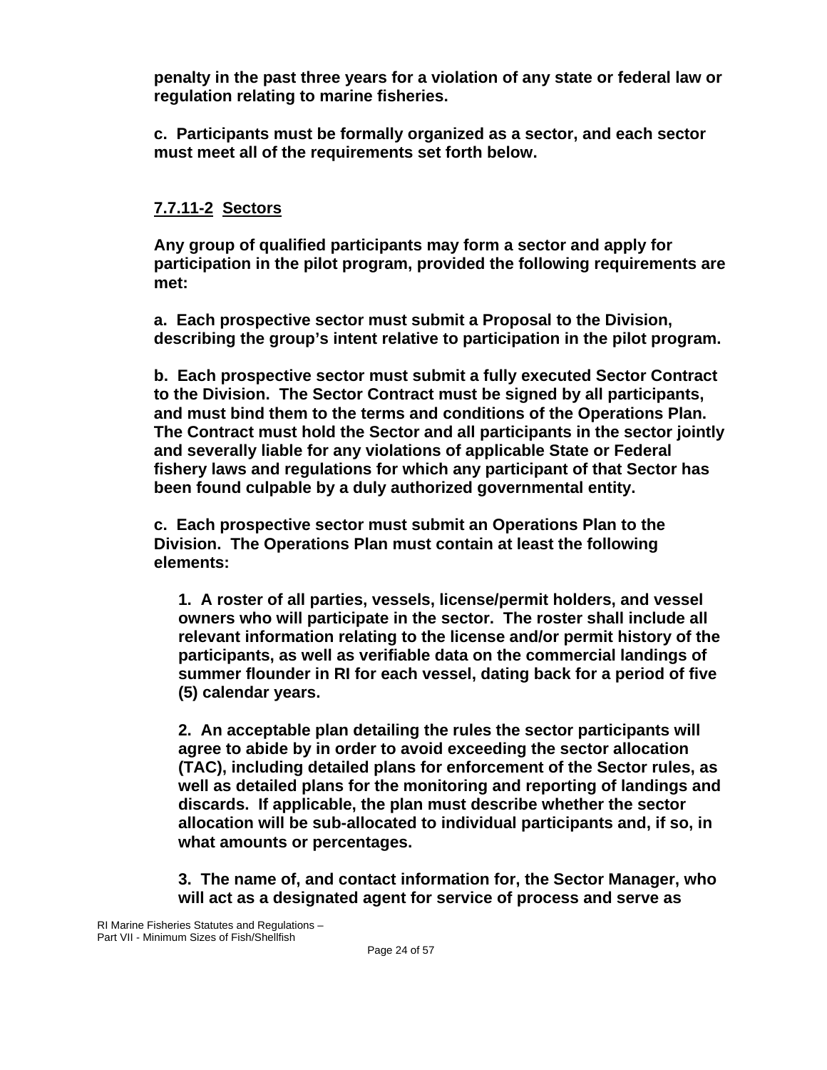**penalty in the past three years for a violation of any state or federal law or regulation relating to marine fisheries.**

**c. Participants must be formally organized as a sector, and each sector must meet all of the requirements set forth below.**

### **7.7.11-2 Sectors**

**Any group of qualified participants may form a sector and apply for participation in the pilot program, provided the following requirements are met:**

**a. Each prospective sector must submit a Proposal to the Division, describing the group's intent relative to participation in the pilot program.**

**b. Each prospective sector must submit a fully executed Sector Contract to the Division. The Sector Contract must be signed by all participants, and must bind them to the terms and conditions of the Operations Plan. The Contract must hold the Sector and all participants in the sector jointly and severally liable for any violations of applicable State or Federal fishery laws and regulations for which any participant of that Sector has been found culpable by a duly authorized governmental entity.**

**c. Each prospective sector must submit an Operations Plan to the Division. The Operations Plan must contain at least the following elements:**

**1. A roster of all parties, vessels, license/permit holders, and vessel owners who will participate in the sector. The roster shall include all relevant information relating to the license and/or permit history of the participants, as well as verifiable data on the commercial landings of summer flounder in RI for each vessel, dating back for a period of five (5) calendar years.**

**2. An acceptable plan detailing the rules the sector participants will agree to abide by in order to avoid exceeding the sector allocation (TAC), including detailed plans for enforcement of the Sector rules, as well as detailed plans for the monitoring and reporting of landings and discards. If applicable, the plan must describe whether the sector allocation will be sub-allocated to individual participants and, if so, in what amounts or percentages.**

**3. The name of, and contact information for, the Sector Manager, who will act as a designated agent for service of process and serve as**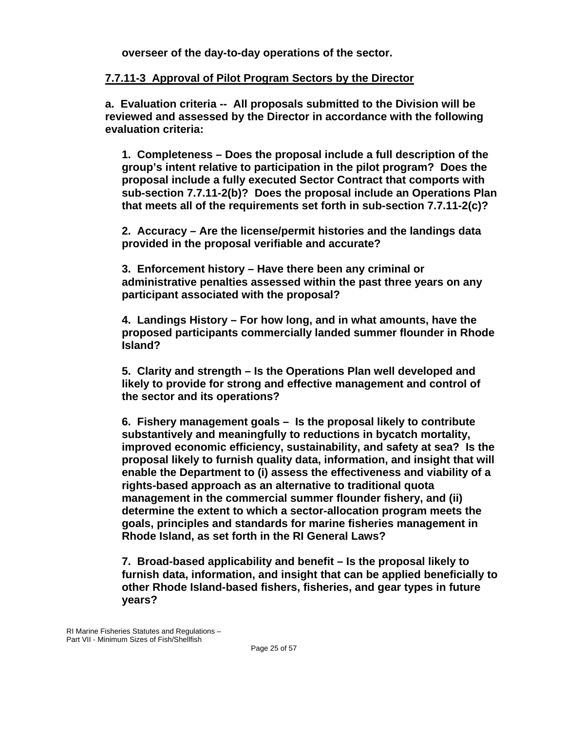**overseer of the day-to-day operations of the sector.**

### 7.7.11-3 Approval of Pilot Program Sectors by the Director

**a. Evaluation criteria -- All proposals submitted to the Division will be reviewed and assessed by the Director in accordance with the following evaluation criteria:**

**1. Completeness – Does the proposal include a full description of the group's intent relative to participation in the pilot program? Does the proposal include a fully executed Sector Contract that comports with sub-section 7.7.11-2(b)? Does the proposal include an Operations Plan that meets all of the requirements set forth in sub-section 7.7.11-2(c)?**

**2. Accuracy – Are the license/permit histories and the landings data provided in the proposal verifiable and accurate?**

**3. Enforcement history – Have there been any criminal or administrative penalties assessed within the past three years on any participant associated with the proposal?**

**4. Landings History – For how long, and in what amounts, have the proposed participants commercially landed summer flounder in Rhode Island?**

**5. Clarity and strength – Is the Operations Plan well developed and likely to provide for strong and effective management and control of the sector and its operations?**

**6. Fishery management goals – Is the proposal likely to contribute substantively and meaningfully to reductions in bycatch mortality, improved economic efficiency, sustainability, and safety at sea? Is the proposal likely to furnish quality data, information, and insight that will enable the Department to (i) assess the effectiveness and viability of a rights-based approach as an alternative to traditional quota management in the commercial summer flounder fishery, and (ii) determine the extent to which a sector-allocation program meets the goals, principles and standards for marine fisheries management in Rhode Island, as set forth in the RI General Laws?**

**7. Broad-based applicability and benefit – Is the proposal likely to furnish data, information, and insight that can be applied beneficially to other Rhode Island-based fishers, fisheries, and gear types in future years?**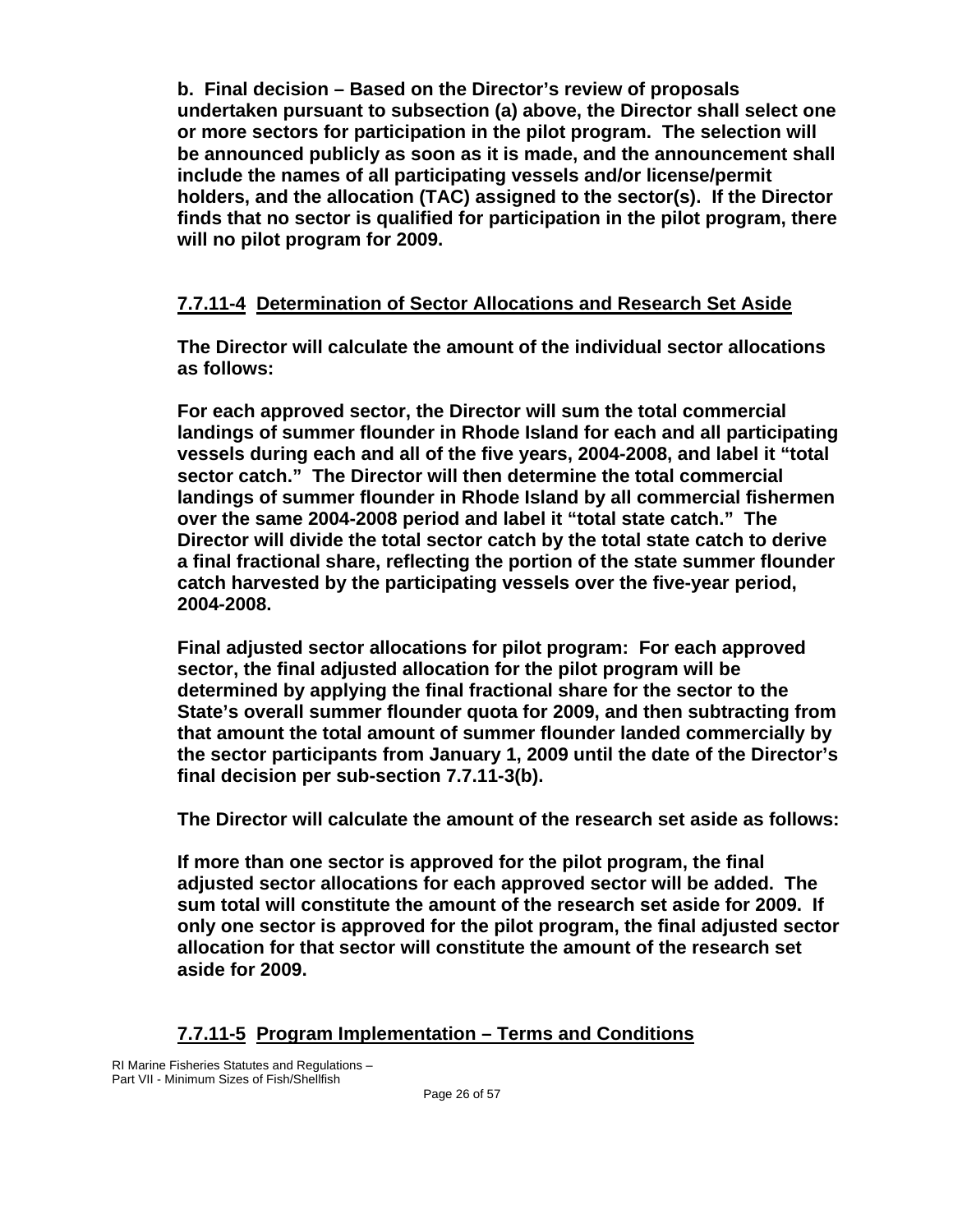**b. Final decision – Based on the Director's review of proposals undertaken pursuant to subsection (a) above, the Director shall select one or more sectors for participation in the pilot program. The selection will be announced publicly as soon as it is made, and the announcement shall include the names of all participating vessels and/or license/permit holders, and the allocation (TAC) assigned to the sector(s). If the Director finds that no sector is qualified for participation in the pilot program, there will no pilot program for 2009.**

## 7.7.11-4 Determination of Sector Allocations and Research Set Aside

**The Director will calculate the amount of the individual sector allocations as follows:**

**For each approved sector, the Director will sum the total commercial landings of summer flounder in Rhode Island for each and all participating vessels during each and all of the five years, 2004-2008, and label it "total sector catch." The Director will then determine the total commercial landings of summer flounder in Rhode Island by all commercial fishermen over the same 2004-2008 period and label it "total state catch." The Director will divide the total sector catch by the total state catch to derive a final fractional share, reflecting the portion of the state summer flounder catch harvested by the participating vessels over the five-year period, 2004-2008.**

**Final adjusted sector allocations for pilot program: For each approved sector, the final adjusted allocation for the pilot program will be determined by applying the final fractional share for the sector to the State's overall summer flounder quota for 2009, and then subtracting from that amount the total amount of summer flounder landed commercially by the sector participants from January 1, 2009 until the date of the Director's final decision per sub-section 7.7.11-3(b).**

**The Director will calculate the amount of the research set aside as follows:**

**If more than one sector is approved for the pilot program, the final adjusted sector allocations for each approved sector will be added. The sum total will constitute the amount of the research set aside for 2009. If only one sector is approved for the pilot program, the final adjusted sector allocation for that sector will constitute the amount of the research set aside for 2009.**

## 7.7.11-5 Program Implementation – Terms and Conditions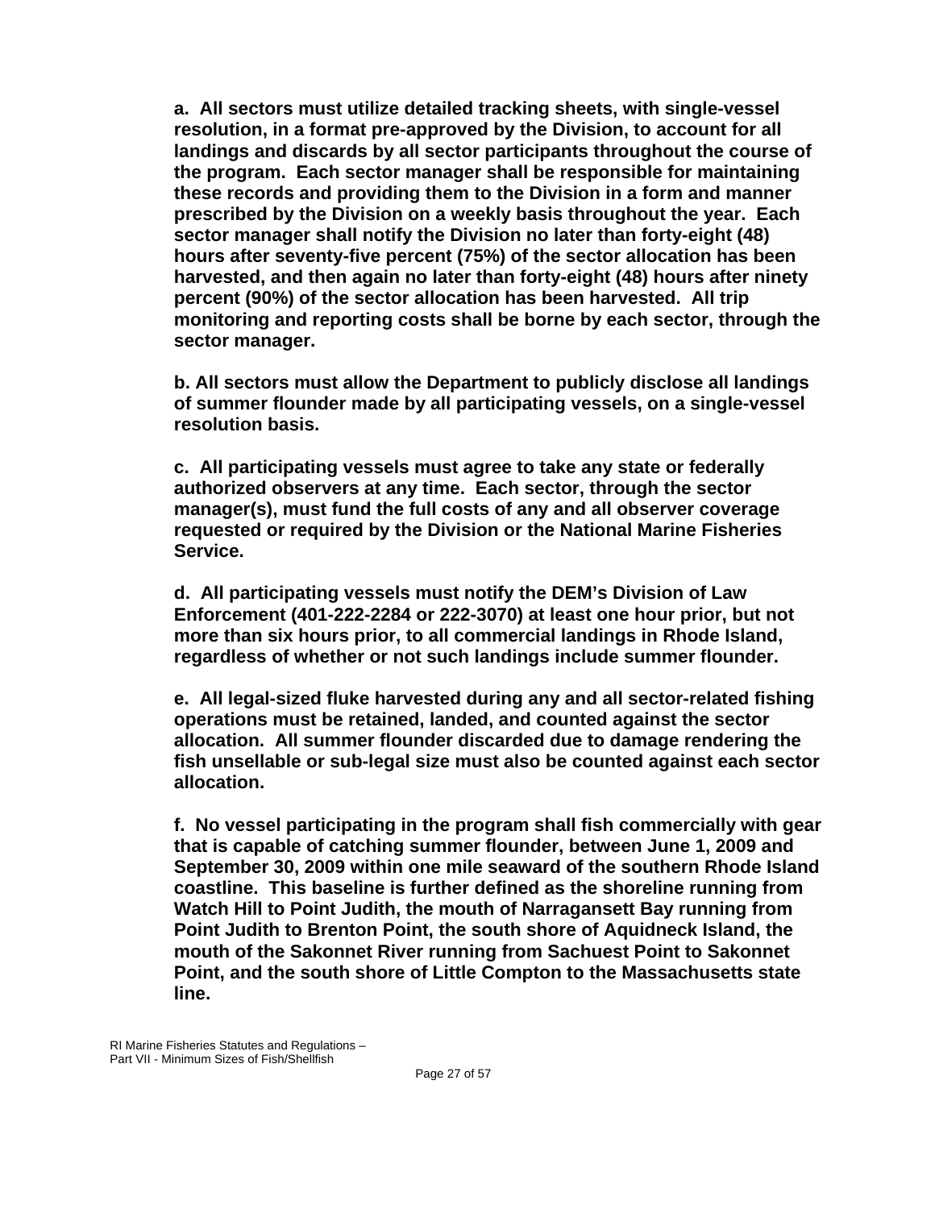**a. All sectors must utilize detailed tracking sheets, with single-vessel resolution, in a format pre-approved by the Division, to account for all landings and discards by all sector participants throughout the course of the program. Each sector manager shall be responsible for maintaining these records and providing them to the Division in a form and manner prescribed by the Division on a weekly basis throughout the year. Each sector manager shall notify the Division no later than forty-eight (48) hours after seventy-five percent (75%) of the sector allocation has been harvested, and then again no later than forty-eight (48) hours after ninety percent (90%) of the sector allocation has been harvested. All trip monitoring and reporting costs shall be borne by each sector, through the sector manager.**

**b. All sectors must allow the Department to publicly disclose all landings of summer flounder made by all participating vessels, on a single-vessel resolution basis.**

**c. All participating vessels must agree to take any state or federally authorized observers at any time. Each sector, through the sector manager(s), must fund the full costs of any and all observer coverage requested or required by the Division or the National Marine Fisheries Service.**

**d. All participating vessels must notify the DEM's Division of Law Enforcement (401-222-2284 or 222-3070) at least one hour prior, but not more than six hours prior, to all commercial landings in Rhode Island, regardless of whether or not such landings include summer flounder.**

**e. All legal-sized fluke harvested during any and all sector-related fishing operations must be retained, landed, and counted against the sector allocation. All summer flounder discarded due to damage rendering the fish unsellable or sub-legal size must also be counted against each sector allocation.**

**f. No vessel participating in the program shall fish commercially with gear that is capable of catching summer flounder, between June 1, 2009 and September 30, 2009 within one mile seaward of the southern Rhode Island coastline. This baseline is further defined as the shoreline running from Watch Hill to Point Judith, the mouth of Narragansett Bay running from Point Judith to Brenton Point, the south shore of Aquidneck Island, the mouth of the Sakonnet River running from Sachuest Point to Sakonnet Point, and the south shore of Little Compton to the Massachusetts state line.**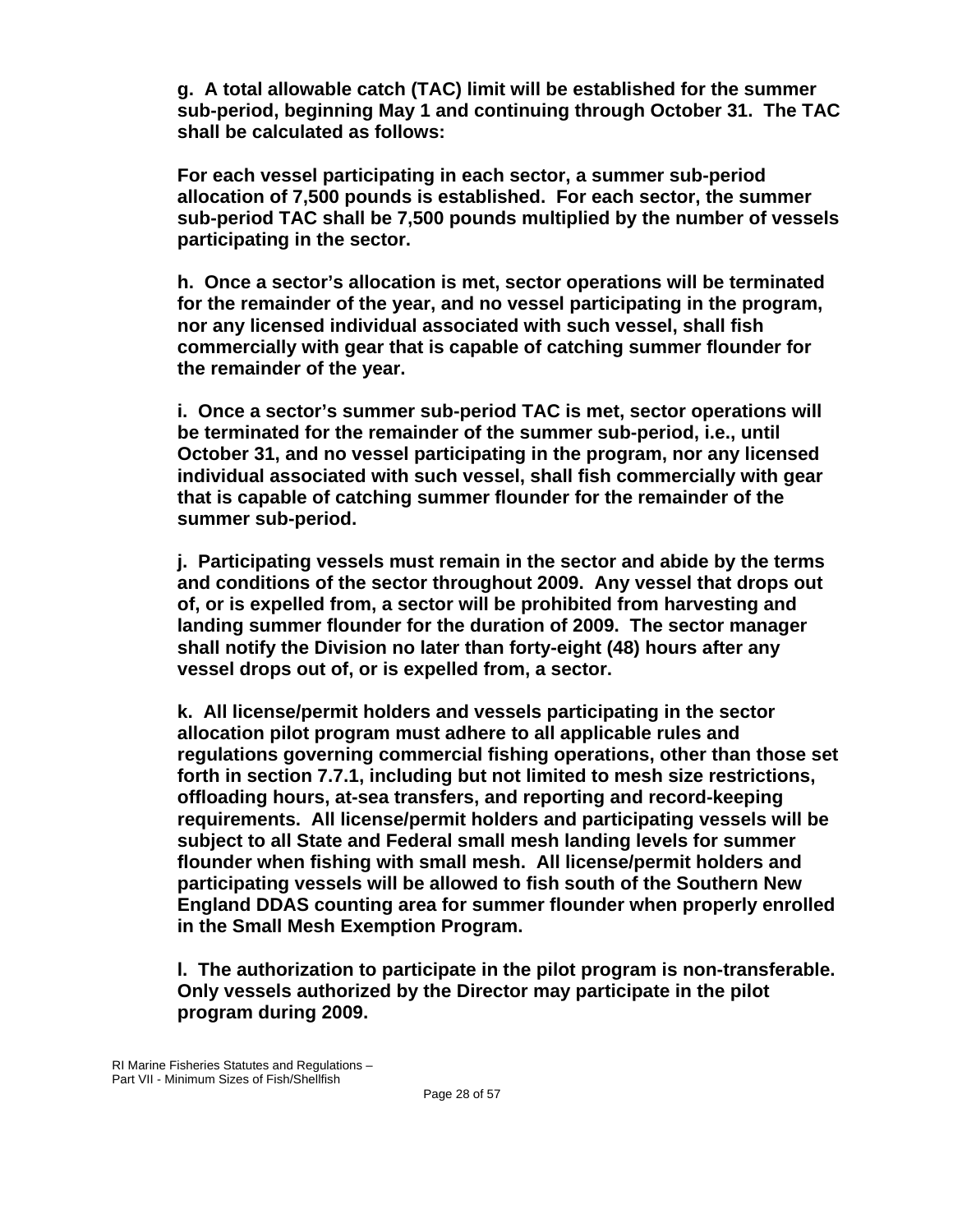**g. A total allowable catch (TAC) limit will be established for the summer sub-period, beginning May 1 and continuing through October 31. The TAC shall be calculated as follows:**

**For each vessel participating in each sector, a summer sub-period allocation of 7,500 pounds is established. For each sector, the summer sub-period TAC shall be 7,500 pounds multiplied by the number of vessels participating in the sector.**

**h. Once a sector's allocation is met, sector operations will be terminated for the remainder of the year, and no vessel participating in the program, nor any licensed individual associated with such vessel, shall fish commercially with gear that is capable of catching summer flounder for the remainder of the year.**

**i. Once a sector's summer sub-period TAC is met, sector operations will be terminated for the remainder of the summer sub-period, i.e., until October 31, and no vessel participating in the program, nor any licensed individual associated with such vessel, shall fish commercially with gear that is capable of catching summer flounder for the remainder of the summer sub-period.**

**j. Participating vessels must remain in the sector and abide by the terms and conditions of the sector throughout 2009. Any vessel that drops out of, or is expelled from, a sector will be prohibited from harvesting and landing summer flounder for the duration of 2009. The sector manager shall notify the Division no later than forty-eight (48) hours after any vessel drops out of, or is expelled from, a sector.**

**k. All license/permit holders and vessels participating in the sector allocation pilot program must adhere to all applicable rules and regulations governing commercial fishing operations, other than those set forth in section 7.7.1, including but not limited to mesh size restrictions, offloading hours, at-sea transfers, and reporting and record-keeping requirements. All license/permit holders and participating vessels will be subject to all State and Federal small mesh landing levels for summer flounder when fishing with small mesh. All license/permit holders and participating vessels will be allowed to fish south of the Southern New England DDAS counting area for summer flounder when properly enrolled in the Small Mesh Exemption Program.**

**l. The authorization to participate in the pilot program is non-transferable. Only vessels authorized by the Director may participate in the pilot program during 2009.**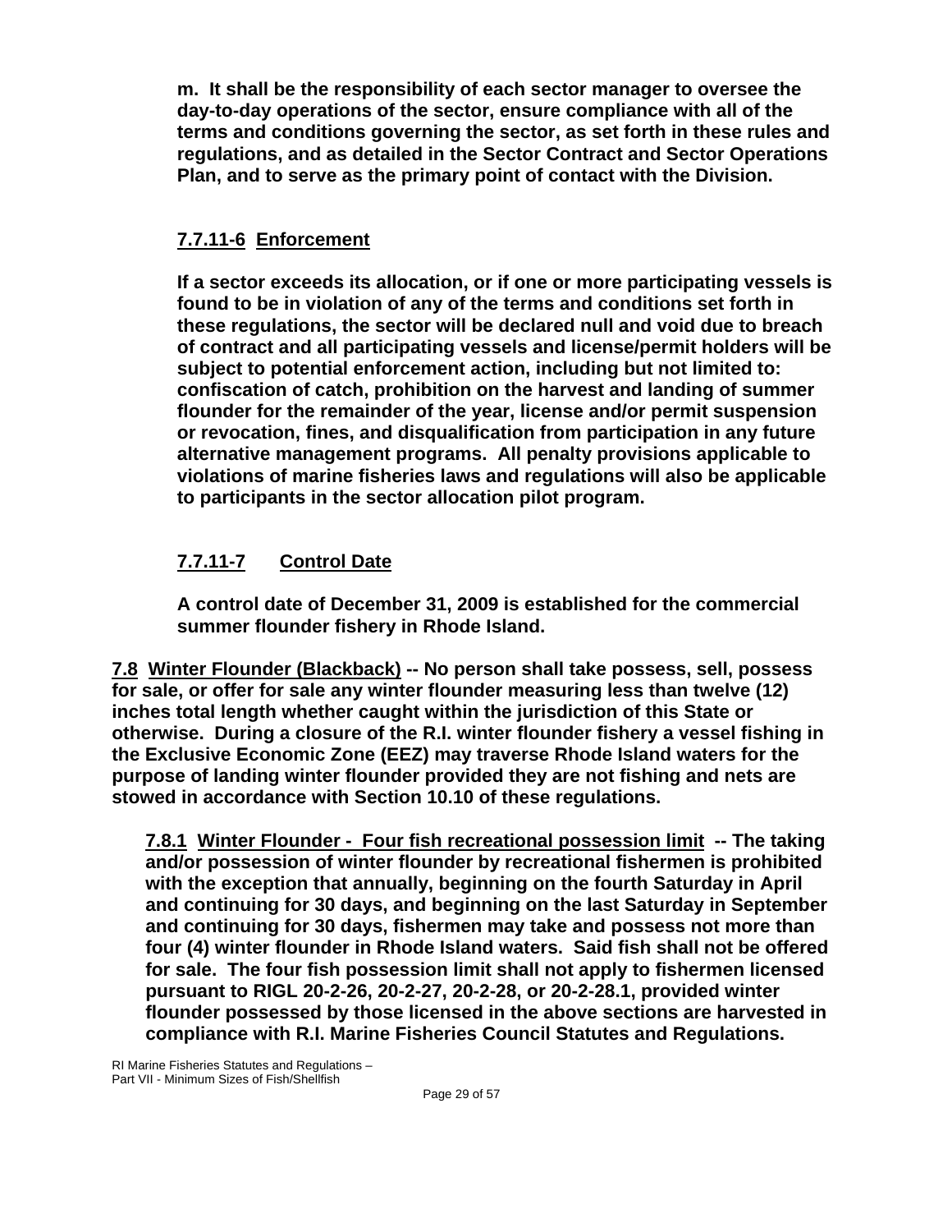**m. It shall be the responsibility of each sector manager to oversee the day-to-day operations of the sector, ensure compliance with all of the terms and conditions governing the sector, as set forth in these rules and regulations, and as detailed in the Sector Contract and Sector Operations Plan, and to serve as the primary point of contact with the Division.**

**<u>7.7.11-6 Enforcement</u>**

**If a sector exceeds its allocation, or if one or more participating vessels is found to be in violation of any of the terms and conditions set forth in these regulations, the sector will be declared null and void due to breach of contract and all participating vessels and license/permit holders will be subject to potential enforcement action, including but not limited to: confiscation of catch, prohibition on the harvest and landing of summer flounder for the remainder of the year, license and/or permit suspension or revocation, fines, and disqualification from participation in any future alternative management programs. All penalty provisions applicable to violations of marine fisheries laws and regulations will also be applicable to participants in the sector allocation pilot program.**

**<u>7.7.11-7 Control Date</u>**

**A control date of December 31, 2009 is established for the commercial summer flounder fishery in Rhode Island.**

**<u>7.8</u> <u>Winter Flounder (Blackback)</u> -- No person shall take possess, sell, possess for sale, or offer for sale any winter flounder measuring less than twelve (12) inches total length whether caught within the jurisdiction of this State or otherwise. During a closure of the R.I. winter flounder fishery a vessel fishing in the Exclusive Economic Zone (EEZ) may traverse Rhode Island waters for the purpose of landing winter flounder provided they are not fishing and nets are stowed in accordance with Section 10.10 of these regulations.**

**<u>7.8.1</u> <u>Winter Flounder - Four fish recreational possession limit</u> -- The taking and/or possession of winter flounder by recreational fishermen is prohibited with the exception that annually, beginning on the fourth Saturday in April and continuing for 30 days, and beginning on the last Saturday in September and continuing for 30 days, fishermen may take and possess not more than four (4) winter flounder in Rhode Island waters. Said fish shall not be offered for sale. The four fish possession limit shall not apply to fishermen licensed pursuant to RIGL 20-2-26, 20-2-27, 20-2-28, or 20-2-28.1, provided winter flounder possessed by those licensed in the above sections are harvested in compliance with R.I. Marine Fisheries Council Statutes and Regulations.**